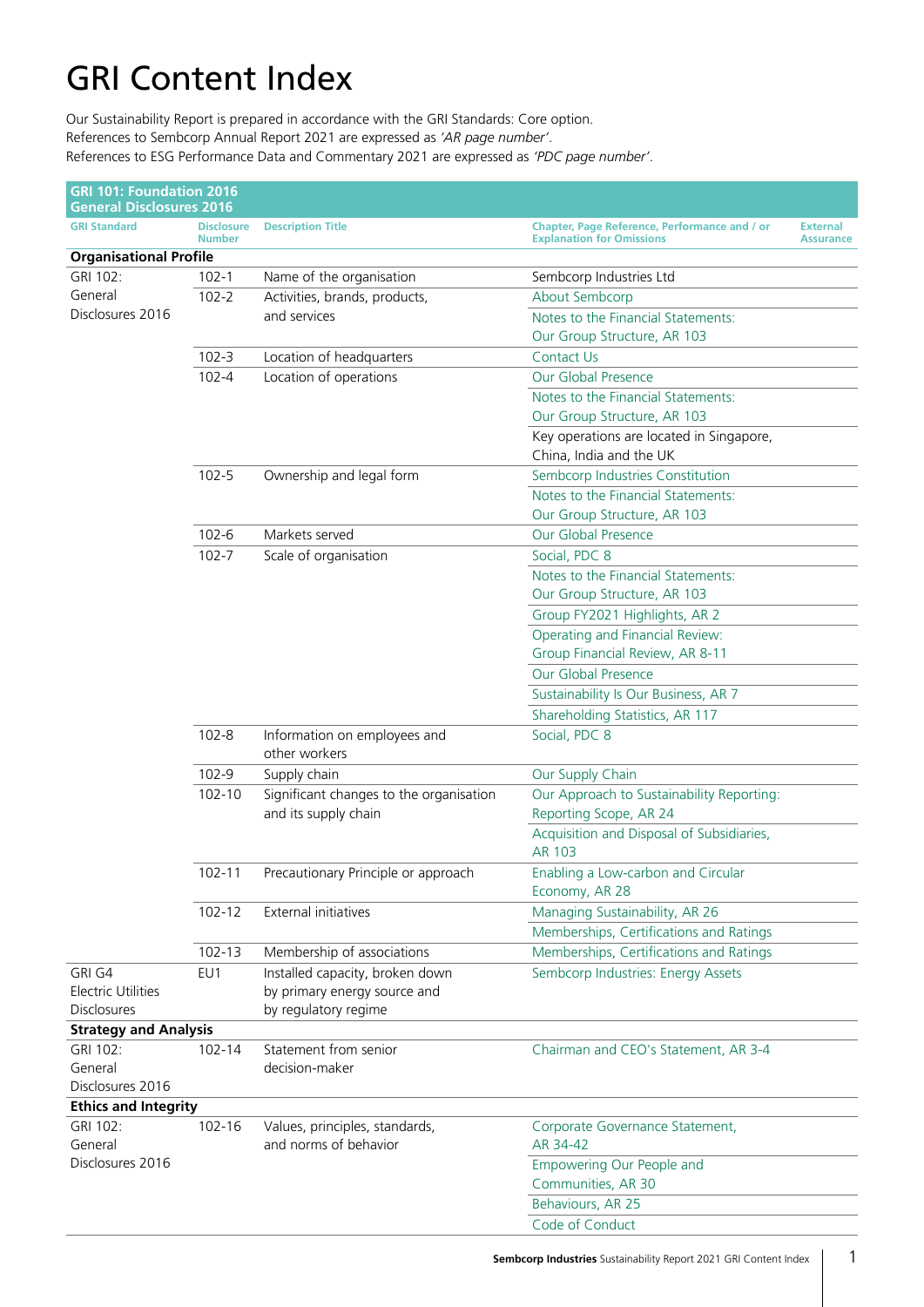# GRI Content Index

Our Sustainability Report is prepared in accordance with the GRI Standards: Core option.
References to Sembcorp Annual Report 2021 are expressed as *'AR page number'*.
References to ESG Performance Data and Commentary 2021 are expressed as *'PDC page number'*.

| GRI 101: Foundation 2016 General Disclosures 2016 | | | | |
|---|---|---|---|---|
| **GRI Standard** | **Disclosure Number** | **Description Title** | **Chapter, Page Reference, Performance and / or Explanation for Omissions** | **External Assurance** |
| **Organisational Profile** | | | | |
| GRI 102: General Disclosures 2016 | 102-1 | Name of the organisation | Sembcorp Industries Ltd | |
| | 102-2 | Activities, brands, products, and services | About Sembcorp | |
| | | | Notes to the Financial Statements: Our Group Structure, AR 103 | |
| | 102-3 | Location of headquarters | Contact Us | |
| | 102-4 | Location of operations | Our Global Presence | |
| | | | Notes to the Financial Statements: Our Group Structure, AR 103 | |
| | | | Key operations are located in Singapore, China, India and the UK | |
| | 102-5 | Ownership and legal form | Sembcorp Industries Constitution | |
| | | | Notes to the Financial Statements: Our Group Structure, AR 103 | |
| | 102-6 | Markets served | Our Global Presence | |
| | 102-7 | Scale of organisation | Social, PDC 8 | |
| | | | Notes to the Financial Statements: Our Group Structure, AR 103 | |
| | | | Group FY2021 Highlights, AR 2 | |
| | | | Operating and Financial Review: Group Financial Review, AR 8-11 | |
| | | | Our Global Presence | |
| | | | Sustainability Is Our Business, AR 7 | |
| | | | Shareholding Statistics, AR 117 | |
| | 102-8 | Information on employees and other workers | Social, PDC 8 | |
| | 102-9 | Supply chain | Our Supply Chain | |
| | 102-10 | Significant changes to the organisation and its supply chain | Our Approach to Sustainability Reporting: Reporting Scope, AR 24 | |
| | | | Acquisition and Disposal of Subsidiaries, AR 103 | |
| | 102-11 | Precautionary Principle or approach | Enabling a Low-carbon and Circular Economy, AR 28 | |
| | 102-12 | External initiatives | Managing Sustainability, AR 26 | |
| | | | Memberships, Certifications and Ratings | |
| | 102-13 | Membership of associations | Memberships, Certifications and Ratings | |
| GRI G4 Electric Utilities Disclosures | EU1 | Installed capacity, broken down by primary energy source and by regulatory regime | Sembcorp Industries: Energy Assets | |
| **Strategy and Analysis** | | | | |
| GRI 102: General Disclosures 2016 | 102-14 | Statement from senior decision-maker | Chairman and CEO's Statement, AR 3-4 | |
| **Ethics and Integrity** | | | | |
| GRI 102: General Disclosures 2016 | 102-16 | Values, principles, standards, and norms of behavior | Corporate Governance Statement, AR 34-42 | |
| | | | Empowering Our People and Communities, AR 30 | |
| | | | Behaviours, AR 25 | |
| | | | Code of Conduct | |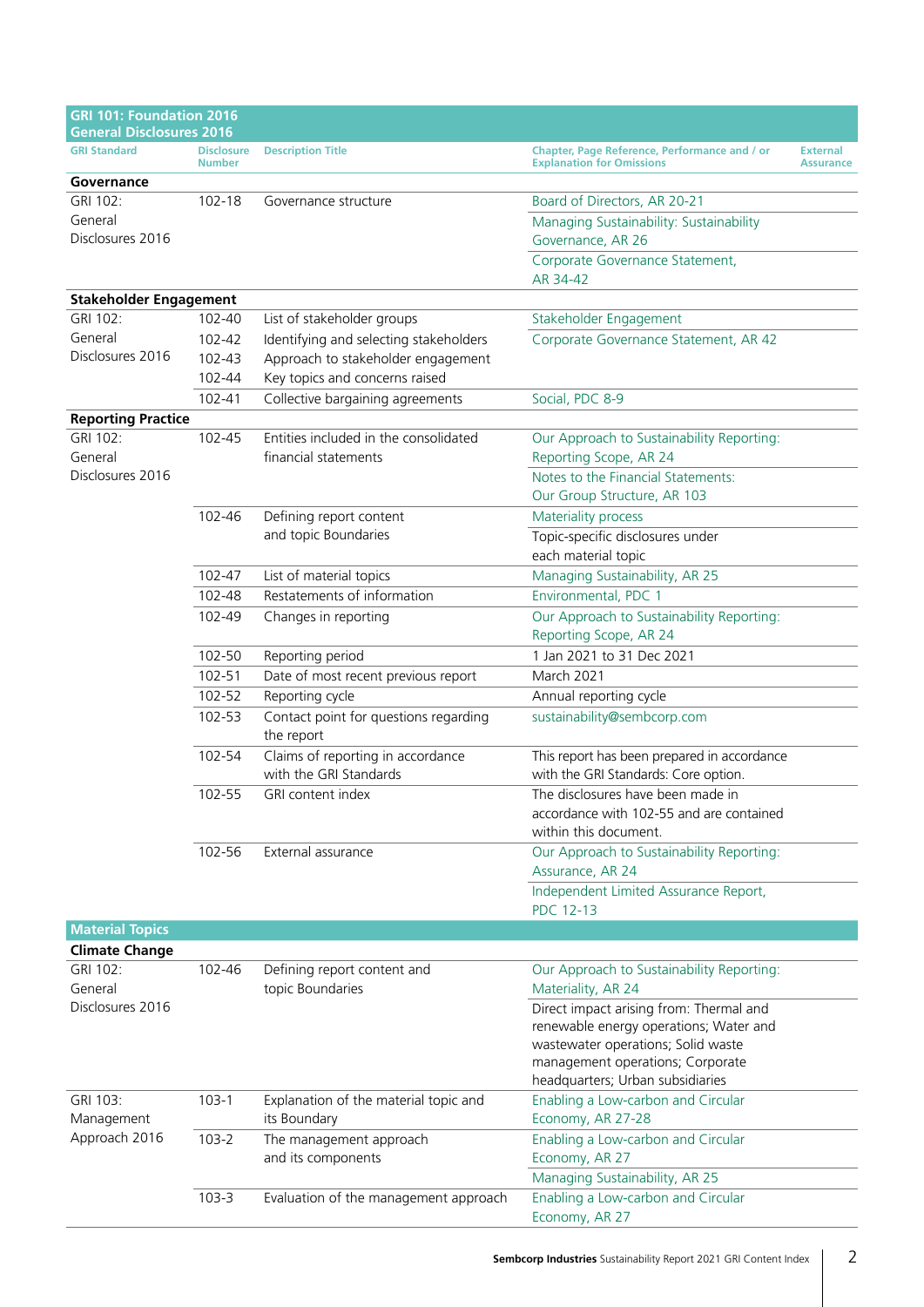| GRI 101: Foundation 2016<br>General Disclosures 2016 | | | | |
|---|---|---|---|---|
| **GRI Standard** | **Disclosure Number** | **Description Title** | **Chapter, Page Reference, Performance and / or Explanation for Omissions** | **External Assurance** |
| **Governance** | | | | |
| GRI 102: General Disclosures 2016 | 102-18 | Governance structure | Board of Directors, AR 20-21<br>Managing Sustainability: Sustainability Governance, AR 26<br>Corporate Governance Statement, AR 34-42 | |
| **Stakeholder Engagement** | | | | |
| GRI 102: General Disclosures 2016 | 102-40 | List of stakeholder groups | Stakeholder Engagement | |
| | 102-42 | Identifying and selecting stakeholders | Corporate Governance Statement, AR 42 | |
| | 102-43 | Approach to stakeholder engagement | | |
| | 102-44 | Key topics and concerns raised | | |
| | 102-41 | Collective bargaining agreements | Social, PDC 8-9 | |
| **Reporting Practice** | | | | |
| GRI 102: General Disclosures 2016 | 102-45 | Entities included in the consolidated financial statements | Our Approach to Sustainability Reporting: Reporting Scope, AR 24<br>Notes to the Financial Statements: Our Group Structure, AR 103 | |
| | 102-46 | Defining report content and topic Boundaries | Materiality process<br>Topic-specific disclosures under each material topic | |
| | 102-47 | List of material topics | Managing Sustainability, AR 25 | |
| | 102-48 | Restatements of information | Environmental, PDC 1 | |
| | 102-49 | Changes in reporting | Our Approach to Sustainability Reporting: Reporting Scope, AR 24 | |
| | 102-50 | Reporting period | 1 Jan 2021 to 31 Dec 2021 | |
| | 102-51 | Date of most recent previous report | March 2021 | |
| | 102-52 | Reporting cycle | Annual reporting cycle | |
| | 102-53 | Contact point for questions regarding the report | sustainability@sembcorp.com | |
| | 102-54 | Claims of reporting in accordance with the GRI Standards | This report has been prepared in accordance with the GRI Standards: Core option. | |
| | 102-55 | GRI content index | The disclosures have been made in accordance with 102-55 and are contained within this document. | |
| | 102-56 | External assurance | Our Approach to Sustainability Reporting: Assurance, AR 24<br>Independent Limited Assurance Report, PDC 12-13 | |
| **Material Topics** | | | | |
| **Climate Change** | | | | |
| GRI 102: General Disclosures 2016 | 102-46 | Defining report content and topic Boundaries | Our Approach to Sustainability Reporting: Materiality, AR 24<br>Direct impact arising from: Thermal and renewable energy operations; Water and wastewater operations; Solid waste management operations; Corporate headquarters; Urban subsidiaries | |
| GRI 103: Management Approach 2016 | 103-1 | Explanation of the material topic and its Boundary | Enabling a Low-carbon and Circular Economy, AR 27-28 | |
| | 103-2 | The management approach and its components | Enabling a Low-carbon and Circular Economy, AR 27<br>Managing Sustainability, AR 25 | |
| | 103-3 | Evaluation of the management approach | Enabling a Low-carbon and Circular Economy, AR 27 | |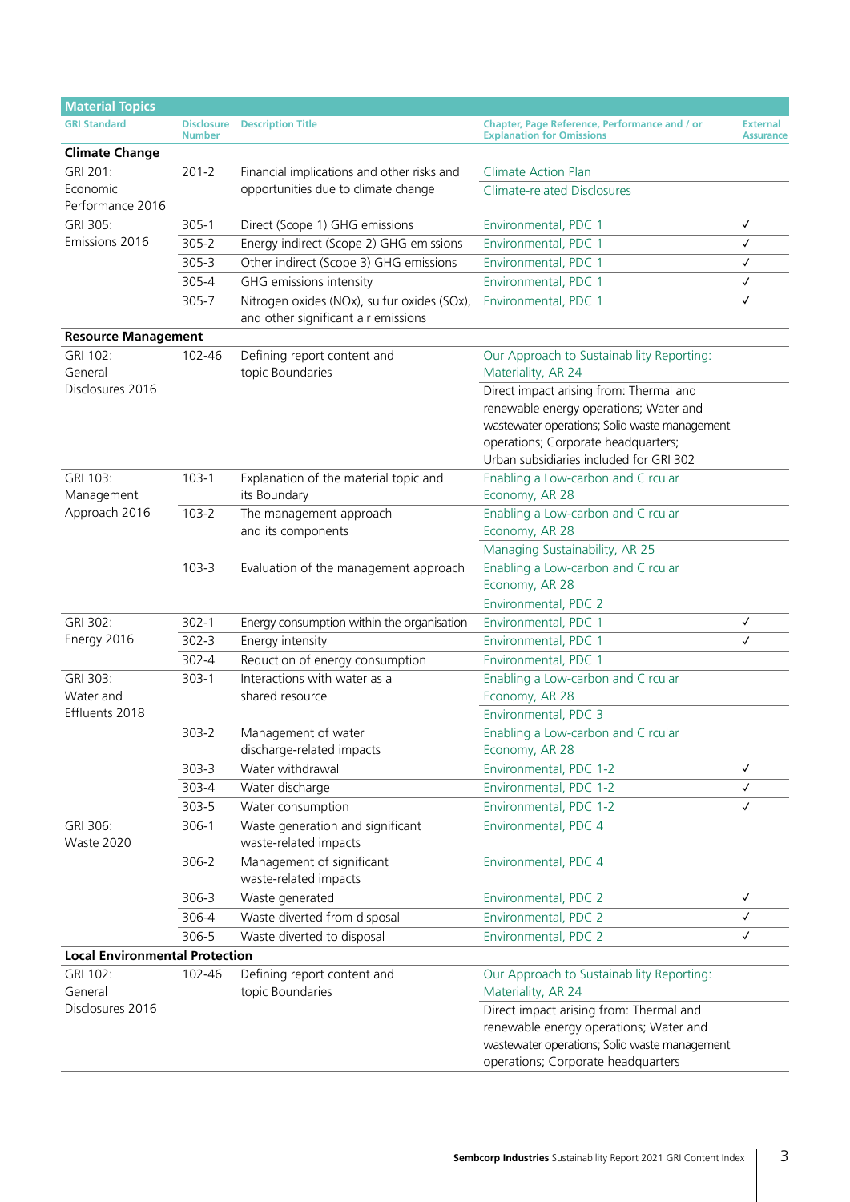| Material Topics | | | | |
|---|---|---|---|---|
| **GRI Standard** | **Disclosure Number** | **Description Title** | **Chapter, Page Reference, Performance and / or Explanation for Omissions** | **External Assurance** |
| **Climate Change** | | | | |
| GRI 201: Economic Performance 2016 | 201-2 | Financial implications and other risks and opportunities due to climate change | Climate Action Plan | |
| | | | Climate-related Disclosures | |
| GRI 305: Emissions 2016 | 305-1 | Direct (Scope 1) GHG emissions | Environmental, PDC 1 | ✓ |
| | 305-2 | Energy indirect (Scope 2) GHG emissions | Environmental, PDC 1 | ✓ |
| | 305-3 | Other indirect (Scope 3) GHG emissions | Environmental, PDC 1 | ✓ |
| | 305-4 | GHG emissions intensity | Environmental, PDC 1 | ✓ |
| | 305-7 | Nitrogen oxides (NOx), sulfur oxides (SOx), and other significant air emissions | Environmental, PDC 1 | ✓ |
| **Resource Management** | | | | |
| GRI 102: General Disclosures 2016 | 102-46 | Defining report content and topic Boundaries | Our Approach to Sustainability Reporting: Materiality, AR 24 | |
| | | | Direct impact arising from: Thermal and renewable energy operations; Water and wastewater operations; Solid waste management operations; Corporate headquarters; Urban subsidiaries included for GRI 302 | |
| GRI 103: Management Approach 2016 | 103-1 | Explanation of the material topic and its Boundary | Enabling a Low-carbon and Circular Economy, AR 28 | |
| | 103-2 | The management approach and its components | Enabling a Low-carbon and Circular Economy, AR 28 | |
| | | | Managing Sustainability, AR 25 | |
| | 103-3 | Evaluation of the management approach | Enabling a Low-carbon and Circular Economy, AR 28 | |
| | | | Environmental, PDC 2 | |
| GRI 302: Energy 2016 | 302-1 | Energy consumption within the organisation | Environmental, PDC 1 | ✓ |
| | 302-3 | Energy intensity | Environmental, PDC 1 | ✓ |
| | 302-4 | Reduction of energy consumption | Environmental, PDC 1 | |
| GRI 303: Water and Effluents 2018 | 303-1 | Interactions with water as a shared resource | Enabling a Low-carbon and Circular Economy, AR 28 | |
| | | | Environmental, PDC 3 | |
| | 303-2 | Management of water discharge-related impacts | Enabling a Low-carbon and Circular Economy, AR 28 | |
| | 303-3 | Water withdrawal | Environmental, PDC 1-2 | ✓ |
| | 303-4 | Water discharge | Environmental, PDC 1-2 | ✓ |
| | 303-5 | Water consumption | Environmental, PDC 1-2 | ✓ |
| GRI 306: Waste 2020 | 306-1 | Waste generation and significant waste-related impacts | Environmental, PDC 4 | |
| | 306-2 | Management of significant waste-related impacts | Environmental, PDC 4 | |
| | 306-3 | Waste generated | Environmental, PDC 2 | ✓ |
| | 306-4 | Waste diverted from disposal | Environmental, PDC 2 | ✓ |
| | 306-5 | Waste diverted to disposal | Environmental, PDC 2 | ✓ |
| **Local Environmental Protection** | | | | |
| GRI 102: General Disclosures 2016 | 102-46 | Defining report content and topic Boundaries | Our Approach to Sustainability Reporting: Materiality, AR 24 | |
| | | | Direct impact arising from: Thermal and renewable energy operations; Water and wastewater operations; Solid waste management operations; Corporate headquarters | |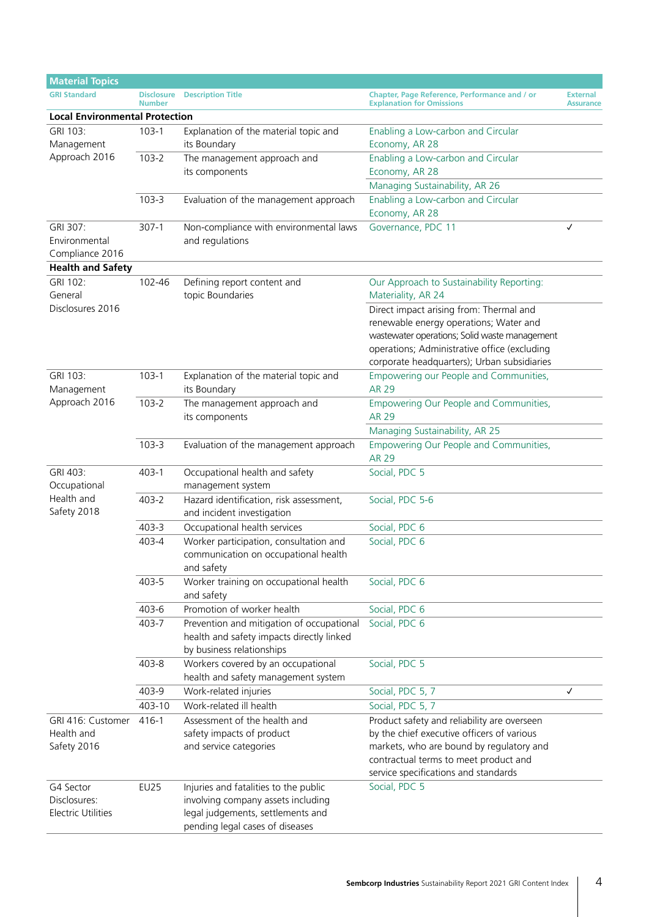| Material Topics | | | | |
|---|---|---|---|---|
| **GRI Standard** | **Disclosure Number** | **Description Title** | **Chapter, Page Reference, Performance and / or Explanation for Omissions** | **External Assurance** |
| **Local Environmental Protection** | | | | |
| GRI 103: Management Approach 2016 | 103-1 | Explanation of the material topic and its Boundary | Enabling a Low-carbon and Circular Economy, AR 28 | |
| | 103-2 | The management approach and its components | Enabling a Low-carbon and Circular Economy, AR 28 | |
| | | | Managing Sustainability, AR 26 | |
| | 103-3 | Evaluation of the management approach | Enabling a Low-carbon and Circular Economy, AR 28 | |
| GRI 307: Environmental Compliance 2016 | 307-1 | Non-compliance with environmental laws and regulations | Governance, PDC 11 | ✓ |
| **Health and Safety** | | | | |
| GRI 102: General Disclosures 2016 | 102-46 | Defining report content and topic Boundaries | Our Approach to Sustainability Reporting: Materiality, AR 24 | |
| | | | Direct impact arising from: Thermal and renewable energy operations; Water and wastewater operations; Solid waste management operations; Administrative office (excluding corporate headquarters); Urban subsidiaries | |
| GRI 103: Management Approach 2016 | 103-1 | Explanation of the material topic and its Boundary | Empowering our People and Communities, AR 29 | |
| | 103-2 | The management approach and its components | Empowering Our People and Communities, AR 29 | |
| | | | Managing Sustainability, AR 25 | |
| | 103-3 | Evaluation of the management approach | Empowering Our People and Communities, AR 29 | |
| GRI 403: Occupational Health and Safety 2018 | 403-1 | Occupational health and safety management system | Social, PDC 5 | |
| | 403-2 | Hazard identification, risk assessment, and incident investigation | Social, PDC 5-6 | |
| | 403-3 | Occupational health services | Social, PDC 6 | |
| | 403-4 | Worker participation, consultation and communication on occupational health and safety | Social, PDC 6 | |
| | 403-5 | Worker training on occupational health and safety | Social, PDC 6 | |
| | 403-6 | Promotion of worker health | Social, PDC 6 | |
| | 403-7 | Prevention and mitigation of occupational health and safety impacts directly linked by business relationships | Social, PDC 6 | |
| | 403-8 | Workers covered by an occupational health and safety management system | Social, PDC 5 | |
| | 403-9 | Work-related injuries | Social, PDC 5, 7 | ✓ |
| | 403-10 | Work-related ill health | Social, PDC 5, 7 | |
| GRI 416: Customer Health and Safety 2016 | 416-1 | Assessment of the health and safety impacts of product and service categories | Product safety and reliability are overseen by the chief executive officers of various markets, who are bound by regulatory and contractual terms to meet product and service specifications and standards | |
| G4 Sector Disclosures: Electric Utilities | EU25 | Injuries and fatalities to the public involving company assets including legal judgements, settlements and pending legal cases of diseases | Social, PDC 5 | |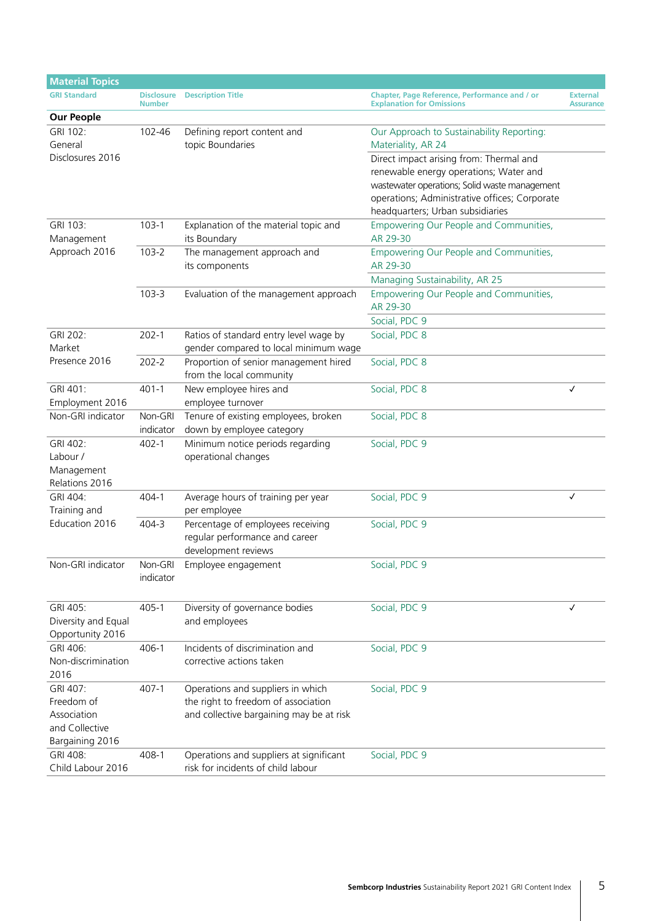| Material Topics | | | | |
|---|---|---|---|---|
| GRI Standard | Disclosure Number | Description Title | Chapter, Page Reference, Performance and / or Explanation for Omissions | External Assurance |
| **Our People** | | | | |
| GRI 102: General Disclosures 2016 | 102-46 | Defining report content and topic Boundaries | Our Approach to Sustainability Reporting: Materiality, AR 24 | |
| | | | Direct impact arising from: Thermal and renewable energy operations; Water and wastewater operations; Solid waste management operations; Administrative offices; Corporate headquarters; Urban subsidiaries | |
| GRI 103: Management Approach 2016 | 103-1 | Explanation of the material topic and its Boundary | Empowering Our People and Communities, AR 29-30 | |
| | 103-2 | The management approach and its components | Empowering Our People and Communities, AR 29-30 | |
| | | | Managing Sustainability, AR 25 | |
| | 103-3 | Evaluation of the management approach | Empowering Our People and Communities, AR 29-30 | |
| | | | Social, PDC 9 | |
| GRI 202: Market Presence 2016 | 202-1 | Ratios of standard entry level wage by gender compared to local minimum wage | Social, PDC 8 | |
| | 202-2 | Proportion of senior management hired from the local community | Social, PDC 8 | |
| GRI 401: Employment 2016 | 401-1 | New employee hires and employee turnover | Social, PDC 8 | ✓ |
| Non-GRI indicator | Non-GRI indicator | Tenure of existing employees, broken down by employee category | Social, PDC 8 | |
| GRI 402: Labour / Management Relations 2016 | 402-1 | Minimum notice periods regarding operational changes | Social, PDC 9 | |
| GRI 404: Training and Education 2016 | 404-1 | Average hours of training per year per employee | Social, PDC 9 | ✓ |
| | 404-3 | Percentage of employees receiving regular performance and career development reviews | Social, PDC 9 | |
| Non-GRI indicator | Non-GRI indicator | Employee engagement | Social, PDC 9 | |
| GRI 405: Diversity and Equal Opportunity 2016 | 405-1 | Diversity of governance bodies and employees | Social, PDC 9 | ✓ |
| GRI 406: Non-discrimination 2016 | 406-1 | Incidents of discrimination and corrective actions taken | Social, PDC 9 | |
| GRI 407: Freedom of Association and Collective Bargaining 2016 | 407-1 | Operations and suppliers in which the right to freedom of association and collective bargaining may be at risk | Social, PDC 9 | |
| GRI 408: Child Labour 2016 | 408-1 | Operations and suppliers at significant risk for incidents of child labour | Social, PDC 9 | |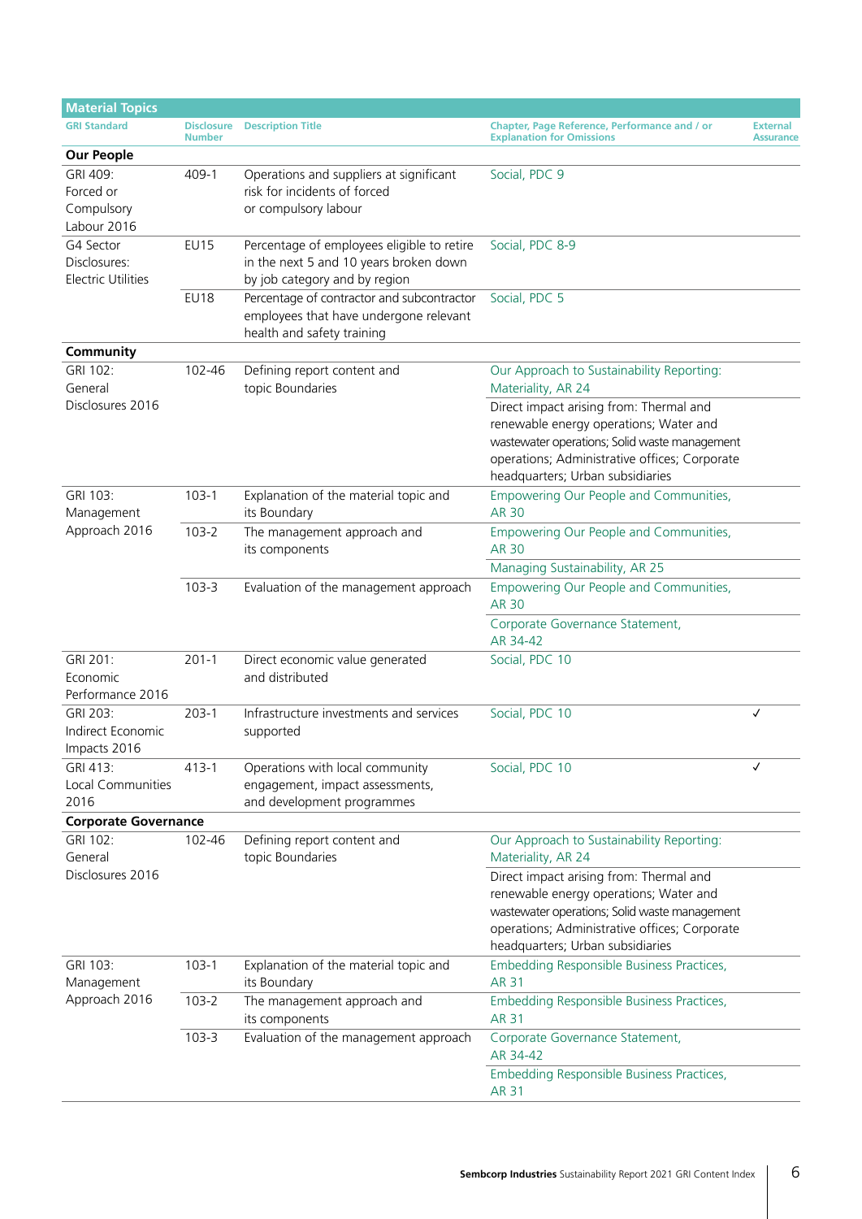| Material Topics | | | | |
|---|---|---|---|---|
| **GRI Standard** | **Disclosure Number** | **Description Title** | **Chapter, Page Reference, Performance and / or Explanation for Omissions** | **External Assurance** |
| **Our People** | | | | |
| GRI 409: Forced or Compulsory Labour 2016 | 409-1 | Operations and suppliers at significant risk for incidents of forced or compulsory labour | Social, PDC 9 | |
| G4 Sector Disclosures: Electric Utilities | EU15 | Percentage of employees eligible to retire in the next 5 and 10 years broken down by job category and by region | Social, PDC 8-9 | |
| | EU18 | Percentage of contractor and subcontractor employees that have undergone relevant health and safety training | Social, PDC 5 | |
| **Community** | | | | |
| GRI 102: General Disclosures 2016 | 102-46 | Defining report content and topic Boundaries | Our Approach to Sustainability Reporting: Materiality, AR 24 | |
| | | | Direct impact arising from: Thermal and renewable energy operations; Water and wastewater operations; Solid waste management operations; Administrative offices; Corporate headquarters; Urban subsidiaries | |
| GRI 103: Management Approach 2016 | 103-1 | Explanation of the material topic and its Boundary | Empowering Our People and Communities, AR 30 | |
| | 103-2 | The management approach and its components | Empowering Our People and Communities, AR 30 | |
| | | | Managing Sustainability, AR 25 | |
| | 103-3 | Evaluation of the management approach | Empowering Our People and Communities, AR 30 | |
| | | | Corporate Governance Statement, AR 34-42 | |
| GRI 201: Economic Performance 2016 | 201-1 | Direct economic value generated and distributed | Social, PDC 10 | |
| GRI 203: Indirect Economic Impacts 2016 | 203-1 | Infrastructure investments and services supported | Social, PDC 10 | ✓ |
| GRI 413: Local Communities 2016 | 413-1 | Operations with local community engagement, impact assessments, and development programmes | Social, PDC 10 | ✓ |
| **Corporate Governance** | | | | |
| GRI 102: General Disclosures 2016 | 102-46 | Defining report content and topic Boundaries | Our Approach to Sustainability Reporting: Materiality, AR 24 | |
| | | | Direct impact arising from: Thermal and renewable energy operations; Water and wastewater operations; Solid waste management operations; Administrative offices; Corporate headquarters; Urban subsidiaries | |
| GRI 103: Management Approach 2016 | 103-1 | Explanation of the material topic and its Boundary | Embedding Responsible Business Practices, AR 31 | |
| | 103-2 | The management approach and its components | Embedding Responsible Business Practices, AR 31 | |
| | 103-3 | Evaluation of the management approach | Corporate Governance Statement, AR 34-42 | |
| | | | Embedding Responsible Business Practices, AR 31 | |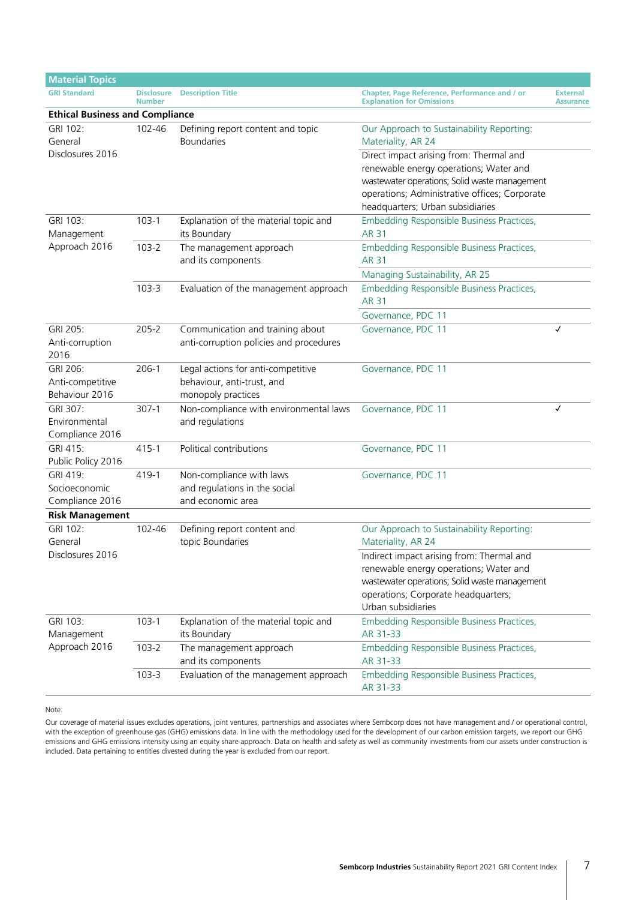| Material Topics | | | | |
|---|---|---|---|---|
| GRI Standard | Disclosure Number | Description Title | Chapter, Page Reference, Performance and / or Explanation for Omissions | External Assurance |
| **Ethical Business and Compliance** | | | | |
| GRI 102: General Disclosures 2016 | 102-46 | Defining report content and topic Boundaries | Our Approach to Sustainability Reporting: Materiality, AR 24 | |
| | | | Direct impact arising from: Thermal and renewable energy operations; Water and wastewater operations; Solid waste management operations; Administrative offices; Corporate headquarters; Urban subsidiaries | |
| GRI 103: Management Approach 2016 | 103-1 | Explanation of the material topic and its Boundary | Embedding Responsible Business Practices, AR 31 | |
| | 103-2 | The management approach and its components | Embedding Responsible Business Practices, AR 31 | |
| | | | Managing Sustainability, AR 25 | |
| | 103-3 | Evaluation of the management approach | Embedding Responsible Business Practices, AR 31 | |
| | | | Governance, PDC 11 | |
| GRI 205: Anti-corruption 2016 | 205-2 | Communication and training about anti-corruption policies and procedures | Governance, PDC 11 | ✓ |
| GRI 206: Anti-competitive Behaviour 2016 | 206-1 | Legal actions for anti-competitive behaviour, anti-trust, and monopoly practices | Governance, PDC 11 | |
| GRI 307: Environmental Compliance 2016 | 307-1 | Non-compliance with environmental laws and regulations | Governance, PDC 11 | ✓ |
| GRI 415: Public Policy 2016 | 415-1 | Political contributions | Governance, PDC 11 | |
| GRI 419: Socioeconomic Compliance 2016 | 419-1 | Non-compliance with laws and regulations in the social and economic area | Governance, PDC 11 | |
| **Risk Management** | | | | |
| GRI 102: General Disclosures 2016 | 102-46 | Defining report content and topic Boundaries | Our Approach to Sustainability Reporting: Materiality, AR 24 | |
| | | | Indirect impact arising from: Thermal and renewable energy operations; Water and wastewater operations; Solid waste management operations; Corporate headquarters; Urban subsidiaries | |
| GRI 103: Management Approach 2016 | 103-1 | Explanation of the material topic and its Boundary | Embedding Responsible Business Practices, AR 31-33 | |
| | 103-2 | The management approach and its components | Embedding Responsible Business Practices, AR 31-33 | |
| | 103-3 | Evaluation of the management approach | Embedding Responsible Business Practices, AR 31-33 | |

Note:

Our coverage of material issues excludes operations, joint ventures, partnerships and associates where Sembcorp does not have management and / or operational control, with the exception of greenhouse gas (GHG) emissions data. In line with the methodology used for the development of our carbon emission targets, we report our GHG emissions and GHG emissions intensity using an equity share approach. Data on health and safety as well as community investments from our assets under construction is included. Data pertaining to entities divested during the year is excluded from our report.